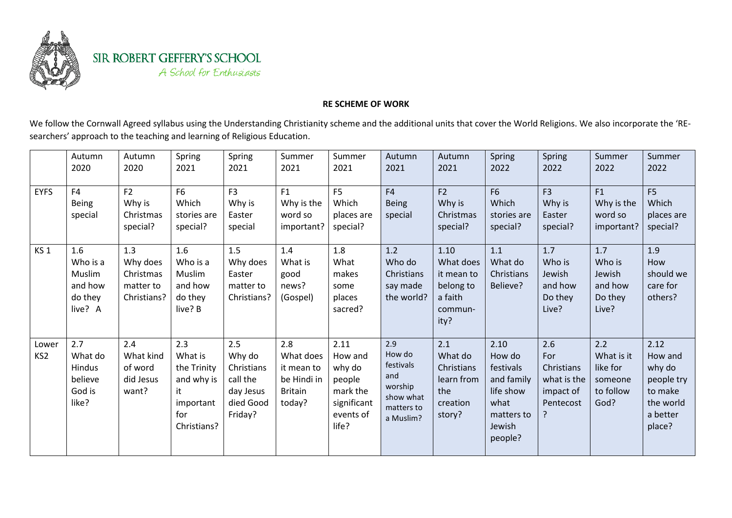SIR ROBERT GEFFERY'S SCHOOL

*A School for Enthusiasts*

**RE SCHEME OF WORK**

We follow the Cornwall Agreed syllabus using the Understanding Christianity scheme and the additional units that cover the World Religions. We also incorporate the 'RE-searchers' approach to the teaching and learning of Religious Education.

| | Autumn 2020 | Autumn 2020 | Spring 2021 | Spring 2021 | Summer 2021 | Summer 2021 | Autumn 2021 | Autumn 2021 | Spring 2022 | Spring 2022 | Summer 2022 | Summer 2022 |
|---|---|---|---|---|---|---|---|---|---|---|---|---|
| EYFS | F4 Being special | F2 Why is Christmas special? | F6 Which stories are special? | F3 Why is Easter special | F1 Why is the word so important? | F5 Which places are special? | F4 Being special | F2 Why is Christmas special? | F6 Which stories are special? | F3 Why is Easter special? | F1 Why is the word so important? | F5 Which places are special? |
| KS 1 | 1.6 Who is a Muslim and how do they live? A | 1.3 Why does Christmas matter to Christians? | 1.6 Who is a Muslim and how do they live? B | 1.5 Why does Easter matter to Christians? | 1.4 What is good news? (Gospel) | 1.8 What makes some places sacred? | 1.2 Who do Christians say made the world? | 1.10 What does it mean to belong to a faith commun-ity? | 1.1 What do Christians Believe? | 1.7 Who is Jewish and how Do they Live? | 1.7 Who is Jewish and how Do they Live? | 1.9 How should we care for others? |
| Lower KS2 | 2.7 What do Hindus believe God is like? | 2.4 What kind of word did Jesus want? | 2.3 What is the Trinity and why is it important for Christians? | 2.5 Why do Christians call the day Jesus died Good Friday? | 2.8 What does it mean to be Hindi in Britain today? | 2.11 How and why do people mark the significant events of life? | 2.9 How do festivals and worship show what matters to a Muslim? | 2.1 What do Christians learn from the creation story? | 2.10 How do festivals and family life show what matters to Jewish people? | 2.6 For Christians what is the impact of Pentecost ? | 2.2 What is it like for someone to follow God? | 2.12 How and why do people try to make the world a better place? |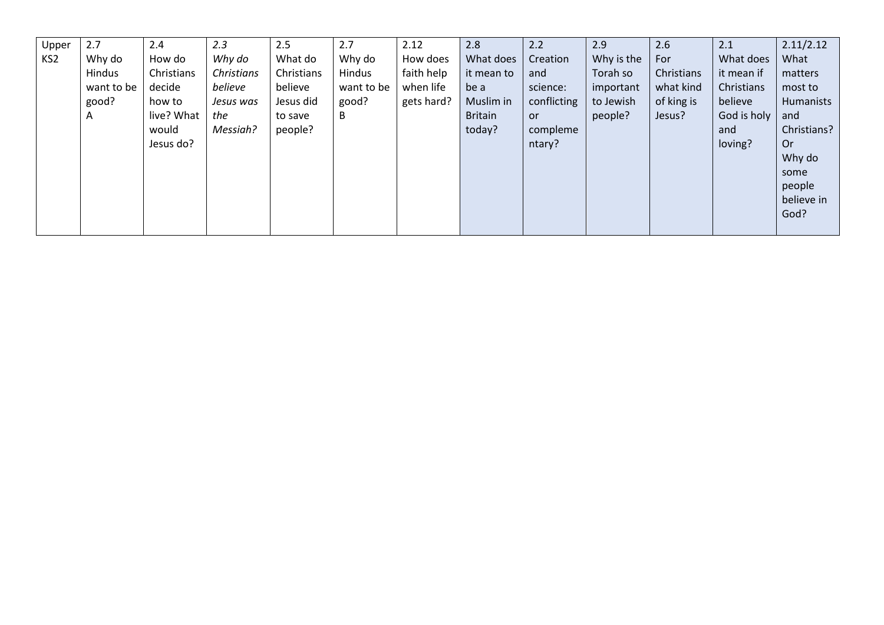| | | | | | | | | | | | | |
|---|---|---|---|---|---|---|---|---|---|---|---|---|
| Upper KS2 | 2.7 Why do Hindus want to be good? A | 2.4 How do Christians decide how to live? What would Jesus do? | *2.3 Why do Christians believe Jesus was the Messiah?* | 2.5 What do Christians believe Jesus did to save people? | 2.7 Why do Hindus want to be good? B | 2.12 How does faith help when life gets hard? | 2.8 What does it mean to be a Muslim in Britain today? | 2.2 Creation and science: conflicting or complementary? | 2.9 Why is the Torah so important to Jewish people? | 2.6 For Christians what kind of king is Jesus? | 2.1 What does it mean if Christians believe God is holy and loving? | 2.11/2.12 What matters most to Humanists and Christians? Or Why do some people believe in God? |